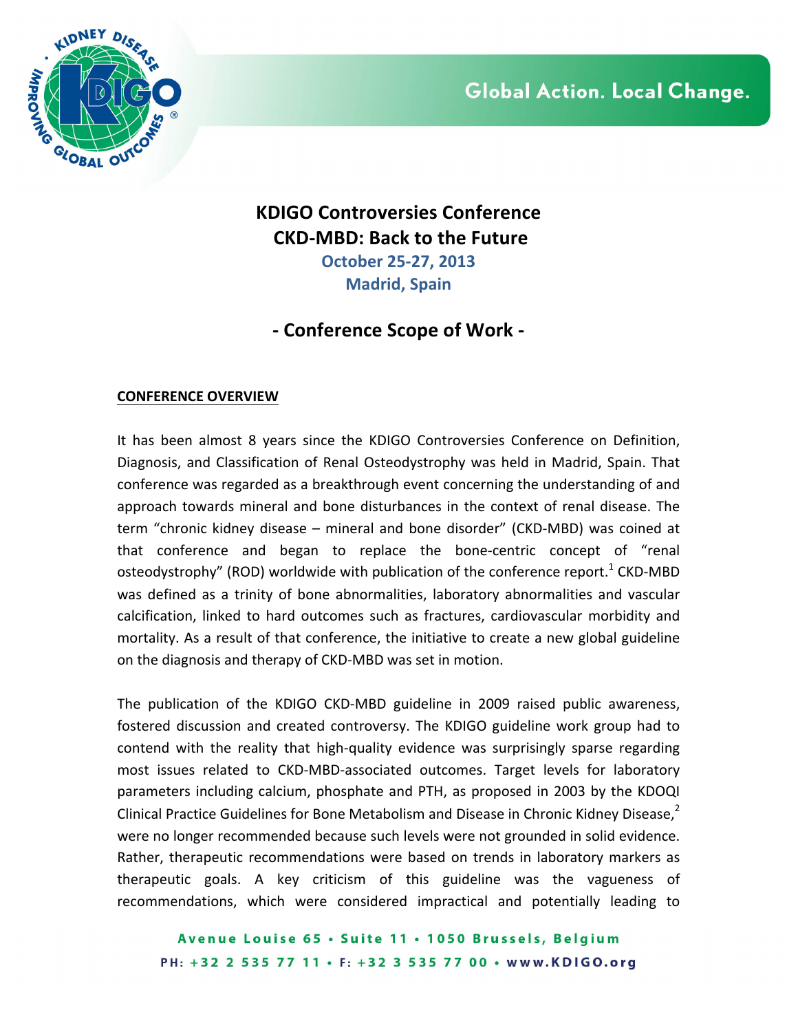# KDIGO Controversies Conference
# CKD-MBD: Back to the Future

**October 25-27, 2013**
**Madrid, Spain**

## - Conference Scope of Work -

**CONFERENCE OVERVIEW**

It has been almost 8 years since the KDIGO Controversies Conference on Definition, Diagnosis, and Classification of Renal Osteodystrophy was held in Madrid, Spain. That conference was regarded as a breakthrough event concerning the understanding of and approach towards mineral and bone disturbances in the context of renal disease. The term "chronic kidney disease – mineral and bone disorder" (CKD-MBD) was coined at that conference and began to replace the bone-centric concept of "renal osteodystrophy" (ROD) worldwide with publication of the conference report.[1] CKD-MBD was defined as a trinity of bone abnormalities, laboratory abnormalities and vascular calcification, linked to hard outcomes such as fractures, cardiovascular morbidity and mortality. As a result of that conference, the initiative to create a new global guideline on the diagnosis and therapy of CKD-MBD was set in motion.

The publication of the KDIGO CKD-MBD guideline in 2009 raised public awareness, fostered discussion and created controversy. The KDIGO guideline work group had to contend with the reality that high-quality evidence was surprisingly sparse regarding most issues related to CKD-MBD-associated outcomes. Target levels for laboratory parameters including calcium, phosphate and PTH, as proposed in 2003 by the KDOQI Clinical Practice Guidelines for Bone Metabolism and Disease in Chronic Kidney Disease,[2] were no longer recommended because such levels were not grounded in solid evidence. Rather, therapeutic recommendations were based on trends in laboratory markers as therapeutic goals. A key criticism of this guideline was the vagueness of recommendations, which were considered impractical and potentially leading to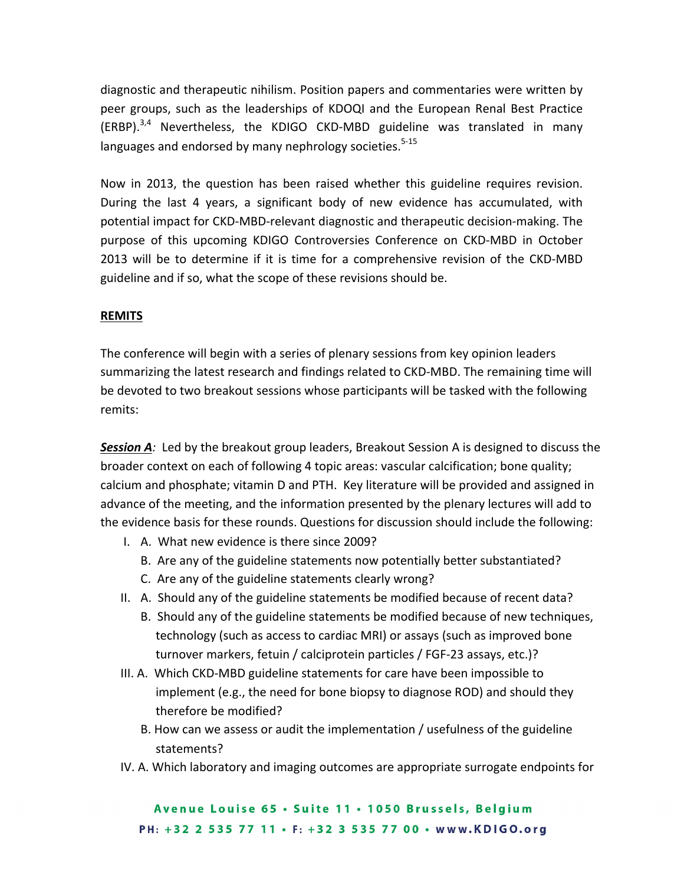diagnostic and therapeutic nihilism. Position papers and commentaries were written by peer groups, such as the leaderships of KDOQI and the European Renal Best Practice (ERBP).[3,4] Nevertheless, the KDIGO CKD-MBD guideline was translated in many languages and endorsed by many nephrology societies.[5-15]

Now in 2013, the question has been raised whether this guideline requires revision. During the last 4 years, a significant body of new evidence has accumulated, with potential impact for CKD-MBD-relevant diagnostic and therapeutic decision-making. The purpose of this upcoming KDIGO Controversies Conference on CKD-MBD in October 2013 will be to determine if it is time for a comprehensive revision of the CKD-MBD guideline and if so, what the scope of these revisions should be.

## REMITS

The conference will begin with a series of plenary sessions from key opinion leaders summarizing the latest research and findings related to CKD-MBD. The remaining time will be devoted to two breakout sessions whose participants will be tasked with the following remits:

***Session A****:* Led by the breakout group leaders, Breakout Session A is designed to discuss the broader context on each of following 4 topic areas: vascular calcification; bone quality; calcium and phosphate; vitamin D and PTH. Key literature will be provided and assigned in advance of the meeting, and the information presented by the plenary lectures will add to the evidence basis for these rounds. Questions for discussion should include the following:

- I. A. What new evidence is there since 2009?
  - B. Are any of the guideline statements now potentially better substantiated?
  - C. Are any of the guideline statements clearly wrong?
- II. A. Should any of the guideline statements be modified because of recent data?
  - B. Should any of the guideline statements be modified because of new techniques, technology (such as access to cardiac MRI) or assays (such as improved bone turnover markers, fetuin / calciprotein particles / FGF-23 assays, etc.)?
- III. A. Which CKD-MBD guideline statements for care have been impossible to implement (e.g., the need for bone biopsy to diagnose ROD) and should they therefore be modified?
  - B. How can we assess or audit the implementation / usefulness of the guideline statements?
- IV. A. Which laboratory and imaging outcomes are appropriate surrogate endpoints for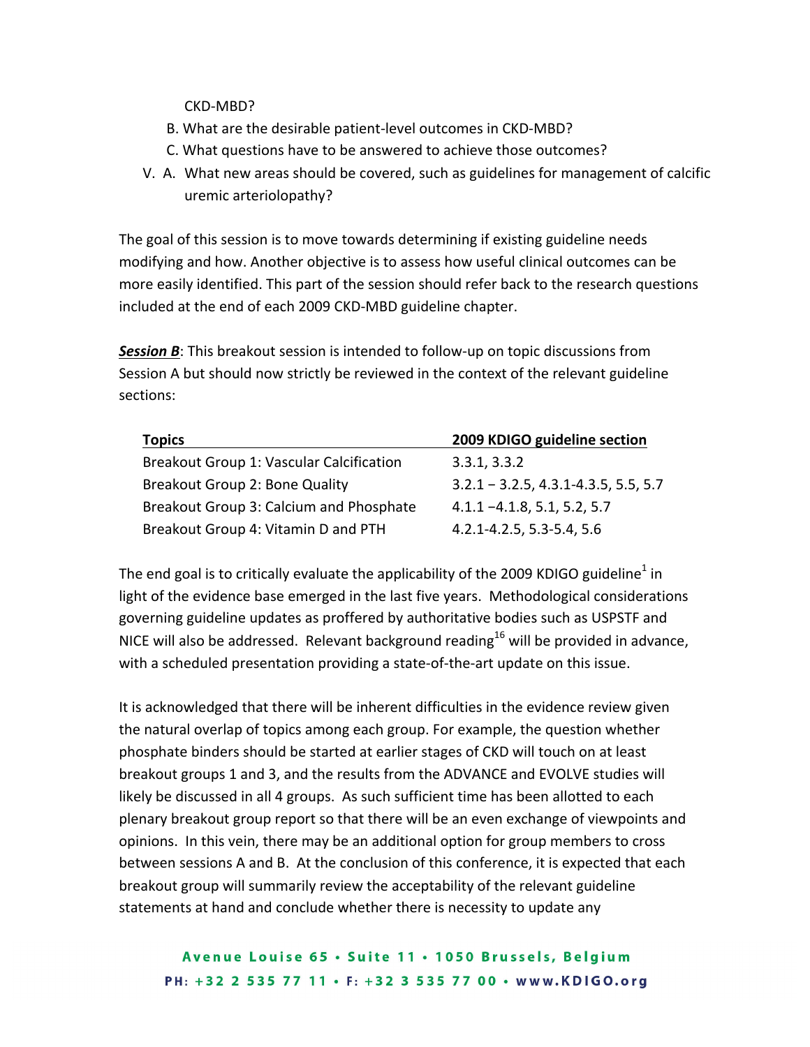CKD-MBD?

B. What are the desirable patient-level outcomes in CKD-MBD?

C. What questions have to be answered to achieve those outcomes?

V. A. What new areas should be covered, such as guidelines for management of calcific uremic arteriolopathy?

The goal of this session is to move towards determining if existing guideline needs modifying and how. Another objective is to assess how useful clinical outcomes can be more easily identified. This part of the session should refer back to the research questions included at the end of each 2009 CKD-MBD guideline chapter.

***Session B***: This breakout session is intended to follow-up on topic discussions from Session A but should now strictly be reviewed in the context of the relevant guideline sections:

| Topics | 2009 KDIGO guideline section |
|---|---|
| Breakout Group 1: Vascular Calcification | 3.3.1, 3.3.2 |
| Breakout Group 2: Bone Quality | 3.2.1 – 3.2.5, 4.3.1-4.3.5, 5.5, 5.7 |
| Breakout Group 3: Calcium and Phosphate | 4.1.1 –4.1.8, 5.1, 5.2, 5.7 |
| Breakout Group 4: Vitamin D and PTH | 4.2.1-4.2.5, 5.3-5.4, 5.6 |

The end goal is to critically evaluate the applicability of the 2009 KDIGO guideline[1] in light of the evidence base emerged in the last five years. Methodological considerations governing guideline updates as proffered by authoritative bodies such as USPSTF and NICE will also be addressed. Relevant background reading[16] will be provided in advance, with a scheduled presentation providing a state-of-the-art update on this issue.

It is acknowledged that there will be inherent difficulties in the evidence review given the natural overlap of topics among each group. For example, the question whether phosphate binders should be started at earlier stages of CKD will touch on at least breakout groups 1 and 3, and the results from the ADVANCE and EVOLVE studies will likely be discussed in all 4 groups. As such sufficient time has been allotted to each plenary breakout group report so that there will be an even exchange of viewpoints and opinions. In this vein, there may be an additional option for group members to cross between sessions A and B. At the conclusion of this conference, it is expected that each breakout group will summarily review the acceptability of the relevant guideline statements at hand and conclude whether there is necessity to update any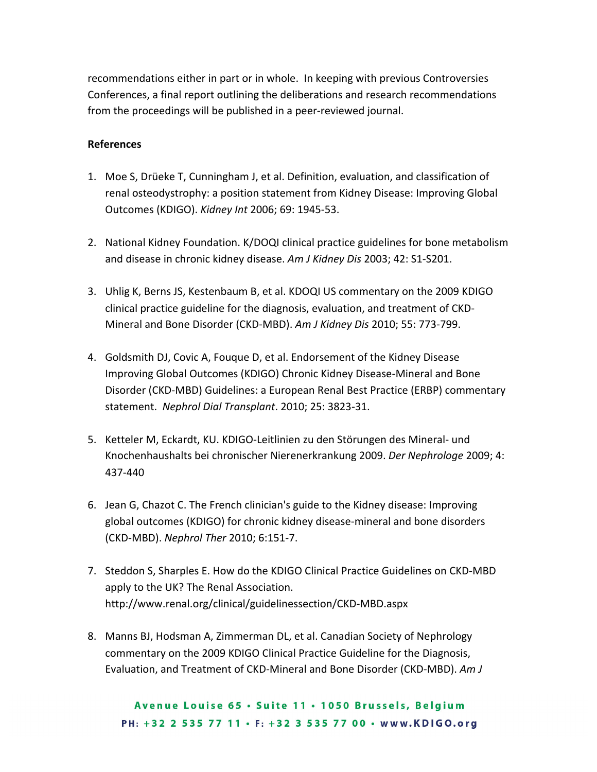recommendations either in part or in whole. In keeping with previous Controversies Conferences, a final report outlining the deliberations and research recommendations from the proceedings will be published in a peer-reviewed journal.

**References**

1. Moe S, Drüeke T, Cunningham J, et al. Definition, evaluation, and classification of renal osteodystrophy: a position statement from Kidney Disease: Improving Global Outcomes (KDIGO). *Kidney Int* 2006; 69: 1945-53.

2. National Kidney Foundation. K/DOQI clinical practice guidelines for bone metabolism and disease in chronic kidney disease. *Am J Kidney Dis* 2003; 42: S1-S201.

3. Uhlig K, Berns JS, Kestenbaum B, et al. KDOQI US commentary on the 2009 KDIGO clinical practice guideline for the diagnosis, evaluation, and treatment of CKD-Mineral and Bone Disorder (CKD-MBD). *Am J Kidney Dis* 2010; 55: 773-799.

4. Goldsmith DJ, Covic A, Fouque D, et al. Endorsement of the Kidney Disease Improving Global Outcomes (KDIGO) Chronic Kidney Disease-Mineral and Bone Disorder (CKD-MBD) Guidelines: a European Renal Best Practice (ERBP) commentary statement. *Nephrol Dial Transplant*. 2010; 25: 3823-31.

5. Ketteler M, Eckardt, KU. KDIGO-Leitlinien zu den Störungen des Mineral- und Knochenhaushalts bei chronischer Nierenerkrankung 2009. *Der Nephrologe* 2009; 4: 437-440

6. Jean G, Chazot C. The French clinician's guide to the Kidney disease: Improving global outcomes (KDIGO) for chronic kidney disease-mineral and bone disorders (CKD-MBD). *Nephrol Ther* 2010; 6:151-7.

7. Steddon S, Sharples E. How do the KDIGO Clinical Practice Guidelines on CKD-MBD apply to the UK? The Renal Association. http://www.renal.org/clinical/guidelinessection/CKD-MBD.aspx

8. Manns BJ, Hodsman A, Zimmerman DL, et al. Canadian Society of Nephrology commentary on the 2009 KDIGO Clinical Practice Guideline for the Diagnosis, Evaluation, and Treatment of CKD-Mineral and Bone Disorder (CKD-MBD). *Am J*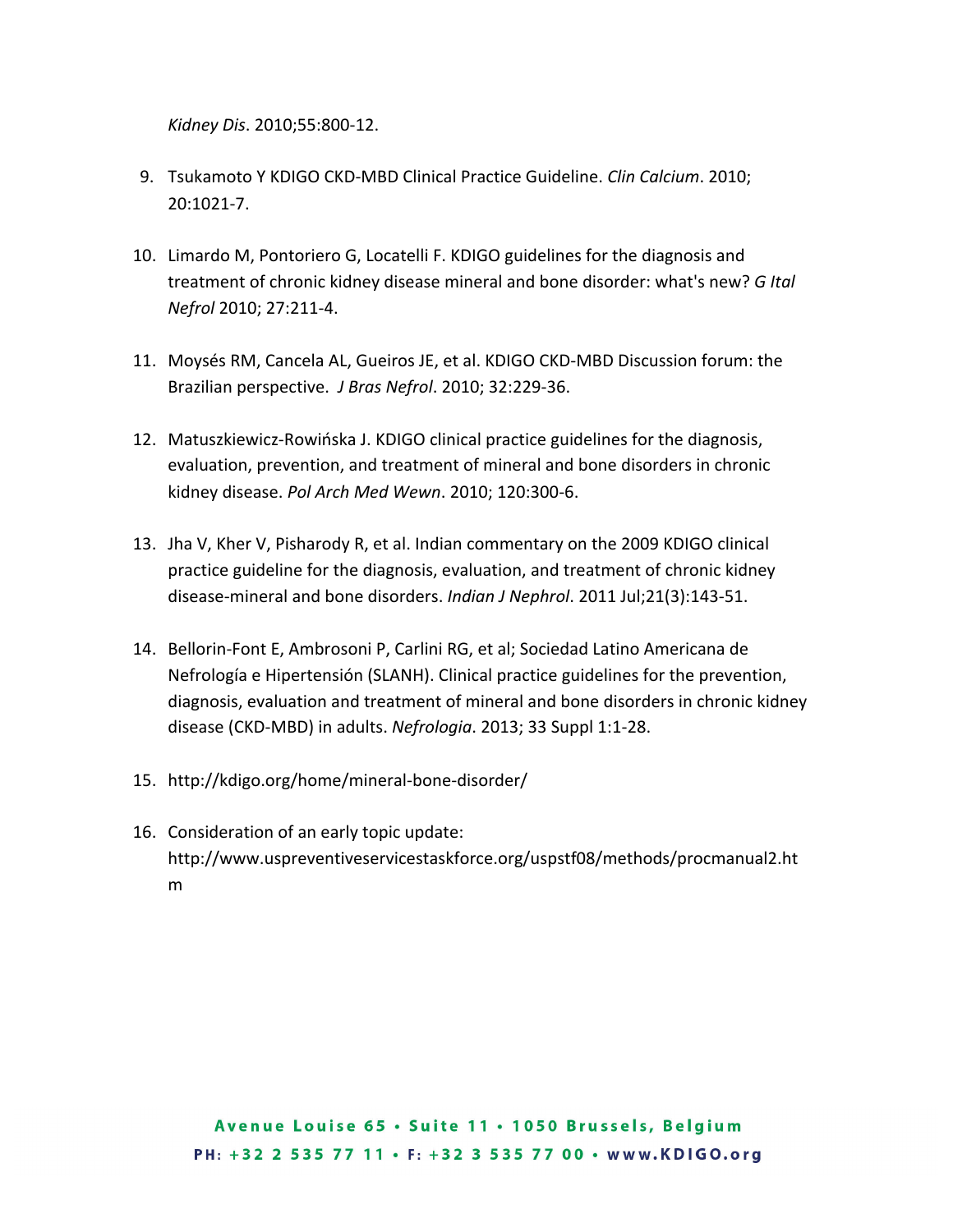*Kidney Dis*. 2010;55:800-12.

9. Tsukamoto Y KDIGO CKD-MBD Clinical Practice Guideline. *Clin Calcium*. 2010; 20:1021-7.

10. Limardo M, Pontoriero G, Locatelli F. KDIGO guidelines for the diagnosis and treatment of chronic kidney disease mineral and bone disorder: what's new? *G Ital Nefrol* 2010; 27:211-4.

11. Moysés RM, Cancela AL, Gueiros JE, et al. KDIGO CKD-MBD Discussion forum: the Brazilian perspective. *J Bras Nefrol*. 2010; 32:229-36.

12. Matuszkiewicz-Rowińska J. KDIGO clinical practice guidelines for the diagnosis, evaluation, prevention, and treatment of mineral and bone disorders in chronic kidney disease. *Pol Arch Med Wewn*. 2010; 120:300-6.

13. Jha V, Kher V, Pisharody R, et al. Indian commentary on the 2009 KDIGO clinical practice guideline for the diagnosis, evaluation, and treatment of chronic kidney disease-mineral and bone disorders. *Indian J Nephrol*. 2011 Jul;21(3):143-51.

14. Bellorin-Font E, Ambrosoni P, Carlini RG, et al; Sociedad Latino Americana de Nefrología e Hipertensión (SLANH). Clinical practice guidelines for the prevention, diagnosis, evaluation and treatment of mineral and bone disorders in chronic kidney disease (CKD-MBD) in adults. *Nefrologia*. 2013; 33 Suppl 1:1-28.

15. http://kdigo.org/home/mineral-bone-disorder/

16. Consideration of an early topic update: http://www.uspreventiveservicestaskforce.org/uspstf08/methods/procmanual2.htm